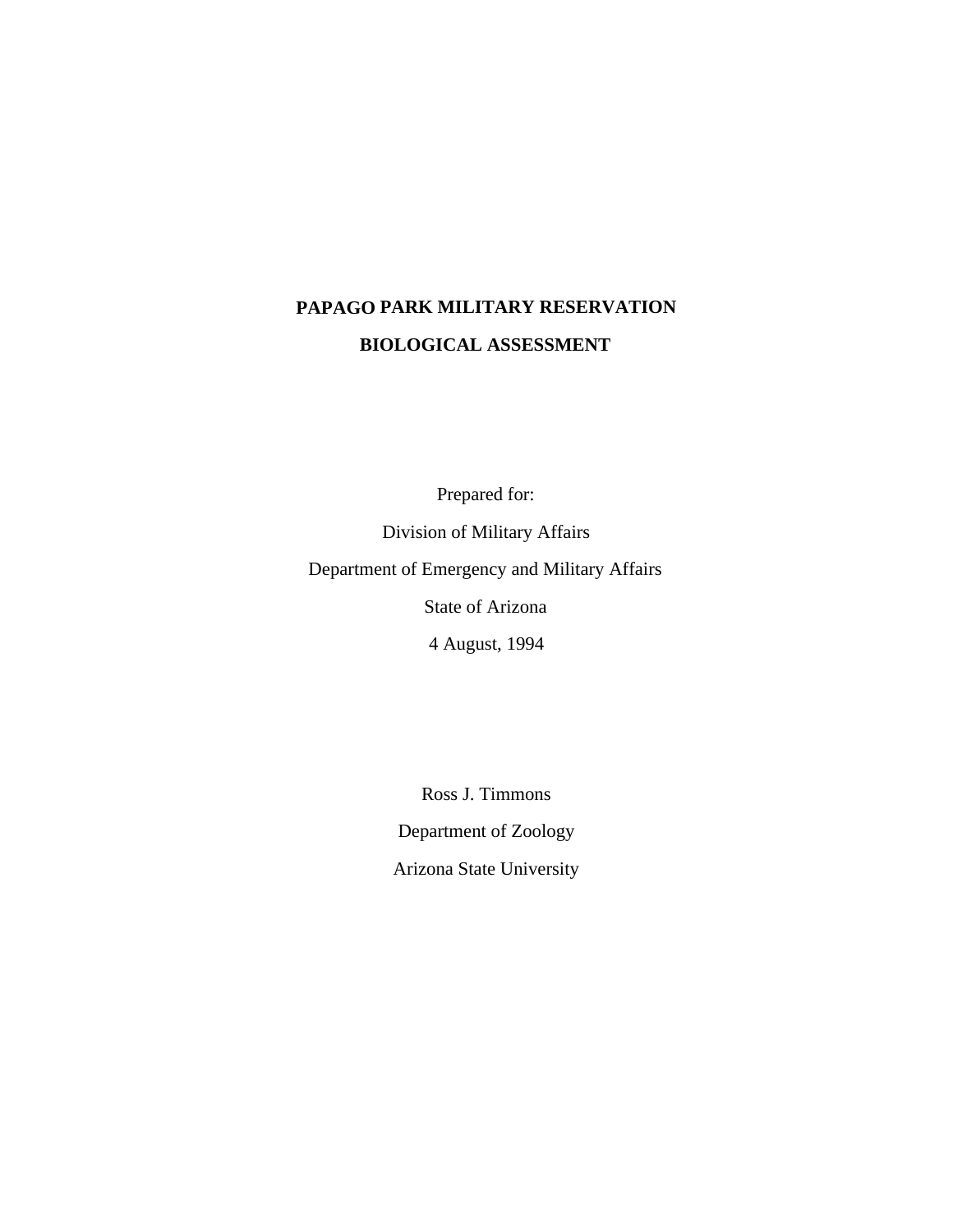# PAPAGO PARK MILITARY RESERVATION

# BIOLOGICAL ASSESSMENT

Prepared for:

Division of Military Affairs

Department of Emergency and Military Affairs

State of Arizona

4 August, 1994

Ross J. Timmons

Department of Zoology

Arizona State University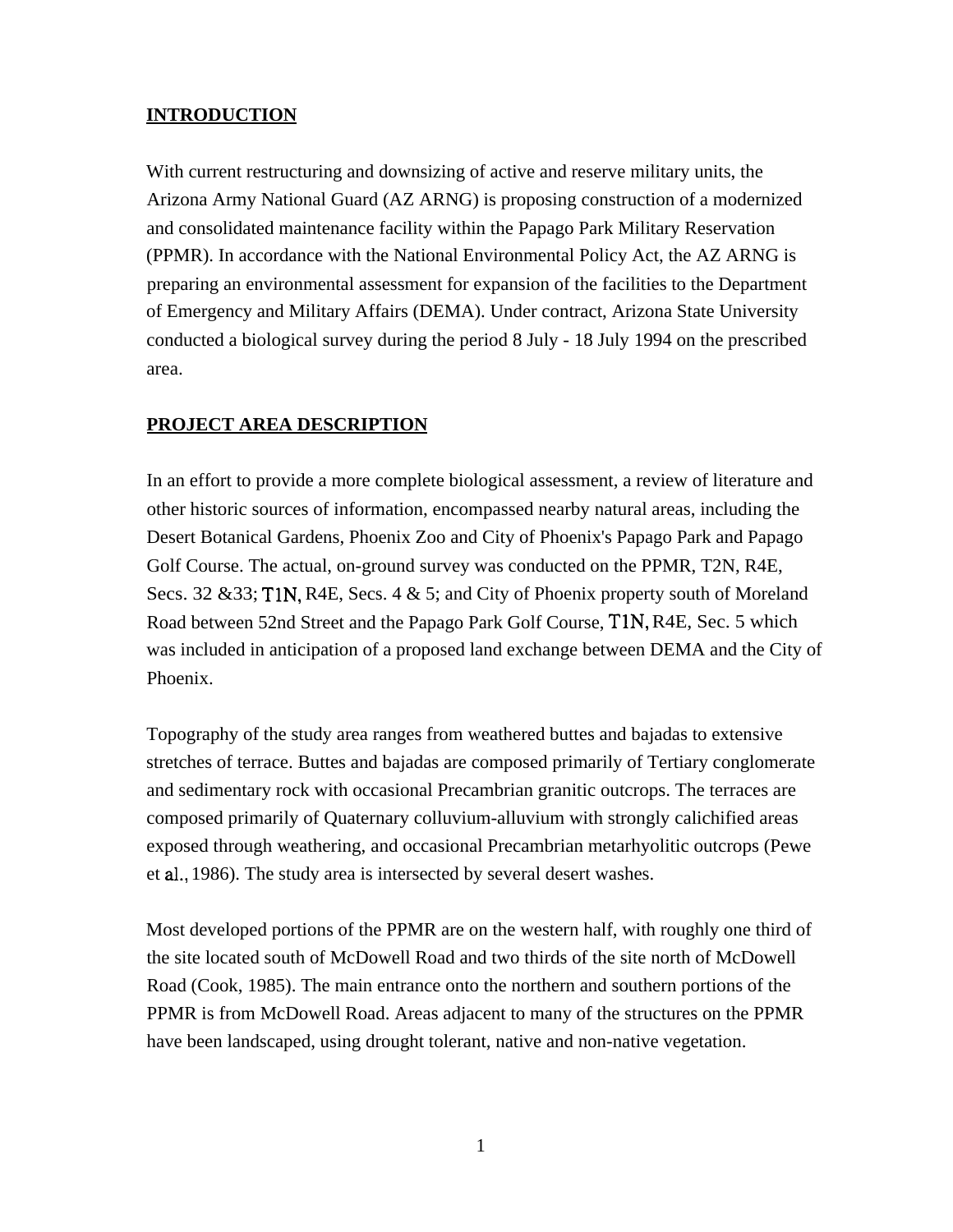## INTRODUCTION

With current restructuring and downsizing of active and reserve military units, the Arizona Army National Guard (AZ ARNG) is proposing construction of a modernized and consolidated maintenance facility within the Papago Park Military Reservation (PPMR). In accordance with the National Environmental Policy Act, the AZ ARNG is preparing an environmental assessment for expansion of the facilities to the Department of Emergency and Military Affairs (DEMA). Under contract, Arizona State University conducted a biological survey during the period 8 July - 18 July 1994 on the prescribed area.

## PROJECT AREA DESCRIPTION

In an effort to provide a more complete biological assessment, a review of literature and other historic sources of information, encompassed nearby natural areas, including the Desert Botanical Gardens, Phoenix Zoo and City of Phoenix's Papago Park and Papago Golf Course. The actual, on-ground survey was conducted on the PPMR, T2N, R4E, Secs. 32 &33; T1N, R4E, Secs. 4 & 5; and City of Phoenix property south of Moreland Road between 52nd Street and the Papago Park Golf Course, T1N, R4E, Sec. 5 which was included in anticipation of a proposed land exchange between DEMA and the City of Phoenix.

Topography of the study area ranges from weathered buttes and bajadas to extensive stretches of terrace. Buttes and bajadas are composed primarily of Tertiary conglomerate and sedimentary rock with occasional Precambrian granitic outcrops. The terraces are composed primarily of Quaternary colluvium-alluvium with strongly calichified areas exposed through weathering, and occasional Precambrian metarhyolitic outcrops (Pewe et al., 1986). The study area is intersected by several desert washes.

Most developed portions of the PPMR are on the western half, with roughly one third of the site located south of McDowell Road and two thirds of the site north of McDowell Road (Cook, 1985). The main entrance onto the northern and southern portions of the PPMR is from McDowell Road. Areas adjacent to many of the structures on the PPMR have been landscaped, using drought tolerant, native and non-native vegetation.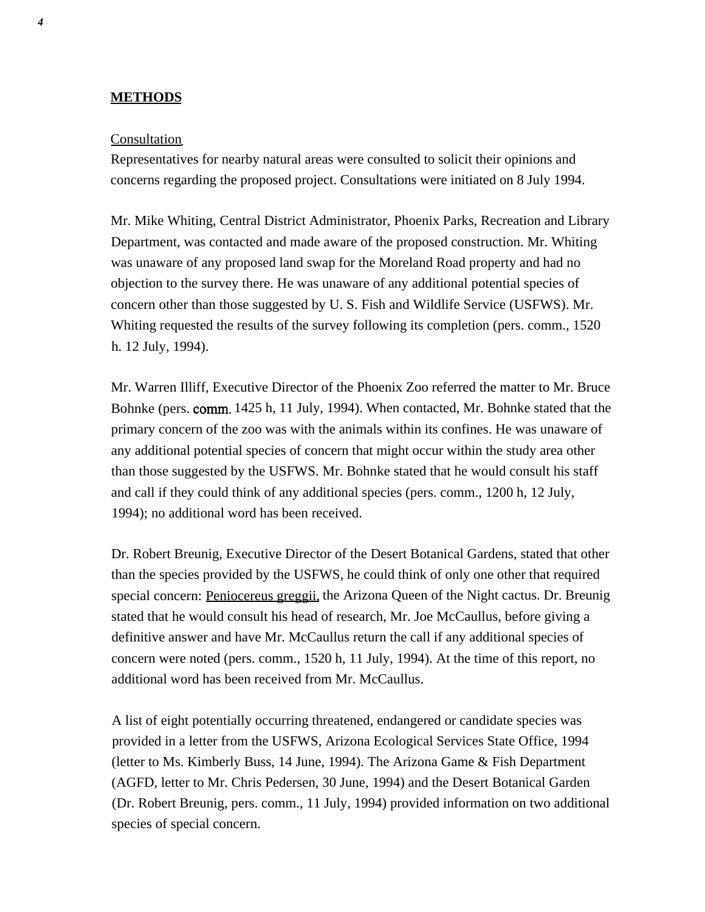## METHODS

Consultation

Representatives for nearby natural areas were consulted to solicit their opinions and concerns regarding the proposed project. Consultations were initiated on 8 July 1994.

Mr. Mike Whiting, Central District Administrator, Phoenix Parks, Recreation and Library Department, was contacted and made aware of the proposed construction. Mr. Whiting was unaware of any proposed land swap for the Moreland Road property and had no objection to the survey there. He was unaware of any additional potential species of concern other than those suggested by U. S. Fish and Wildlife Service (USFWS). Mr. Whiting requested the results of the survey following its completion (pers. comm., 1520 h. 12 July, 1994).

Mr. Warren Illiff, Executive Director of the Phoenix Zoo referred the matter to Mr. Bruce Bohnke (pers. comm. 1425 h, 11 July, 1994). When contacted, Mr. Bohnke stated that the primary concern of the zoo was with the animals within its confines. He was unaware of any additional potential species of concern that might occur within the study area other than those suggested by the USFWS. Mr. Bohnke stated that he would consult his staff and call if they could think of any additional species (pers. comm., 1200 h, 12 July, 1994); no additional word has been received.

Dr. Robert Breunig, Executive Director of the Desert Botanical Gardens, stated that other than the species provided by the USFWS, he could think of only one other that required special concern: Peniocereus greggii, the Arizona Queen of the Night cactus. Dr. Breunig stated that he would consult his head of research, Mr. Joe McCaullus, before giving a definitive answer and have Mr. McCaullus return the call if any additional species of concern were noted (pers. comm., 1520 h, 11 July, 1994). At the time of this report, no additional word has been received from Mr. McCaullus.

A list of eight potentially occurring threatened, endangered or candidate species was provided in a letter from the USFWS, Arizona Ecological Services State Office, 1994 (letter to Ms. Kimberly Buss, 14 June, 1994). The Arizona Game & Fish Department (AGFD, letter to Mr. Chris Pedersen, 30 June, 1994) and the Desert Botanical Garden (Dr. Robert Breunig, pers. comm., 11 July, 1994) provided information on two additional species of special concern.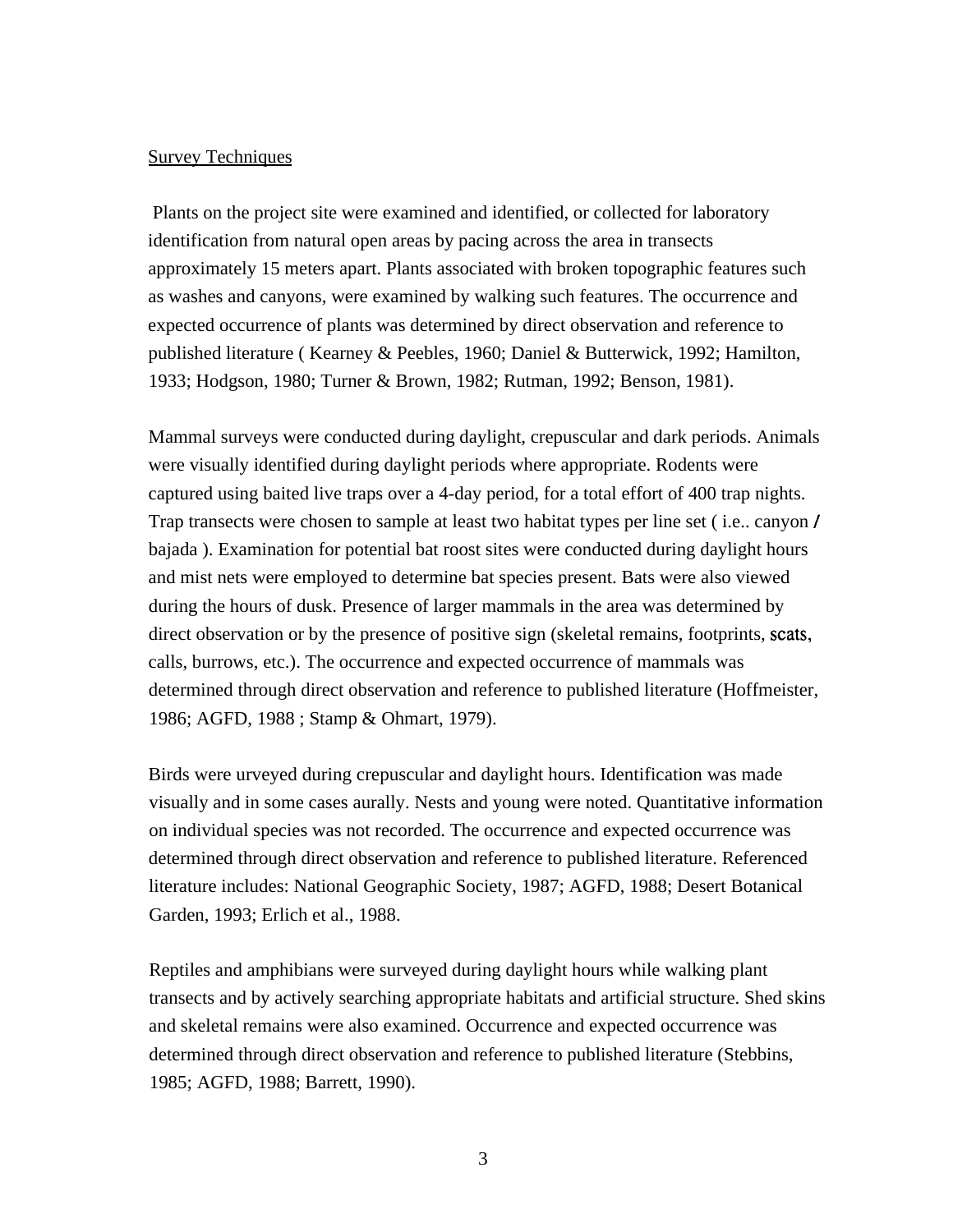Survey Techniques

Plants on the project site were examined and identified, or collected for laboratory identification from natural open areas by pacing across the area in transects approximately 15 meters apart. Plants associated with broken topographic features such as washes and canyons, were examined by walking such features. The occurrence and expected occurrence of plants was determined by direct observation and reference to published literature ( Kearney & Peebles, 1960; Daniel & Butterwick, 1992; Hamilton, 1933; Hodgson, 1980; Turner & Brown, 1982; Rutman, 1992; Benson, 1981).

Mammal surveys were conducted during daylight, crepuscular and dark periods. Animals were visually identified during daylight periods where appropriate. Rodents were captured using baited live traps over a 4-day period, for a total effort of 400 trap nights. Trap transects were chosen to sample at least two habitat types per line set ( i.e.. canyon / bajada ). Examination for potential bat roost sites were conducted during daylight hours and mist nets were employed to determine bat species present. Bats were also viewed during the hours of dusk. Presence of larger mammals in the area was determined by direct observation or by the presence of positive sign (skeletal remains, footprints, scats, calls, burrows, etc.). The occurrence and expected occurrence of mammals was determined through direct observation and reference to published literature (Hoffmeister, 1986; AGFD, 1988 ; Stamp & Ohmart, 1979).

Birds were urveyed during crepuscular and daylight hours. Identification was made visually and in some cases aurally. Nests and young were noted. Quantitative information on individual species was not recorded. The occurrence and expected occurrence was determined through direct observation and reference to published literature. Referenced literature includes: National Geographic Society, 1987; AGFD, 1988; Desert Botanical Garden, 1993; Erlich et al., 1988.

Reptiles and amphibians were surveyed during daylight hours while walking plant transects and by actively searching appropriate habitats and artificial structure. Shed skins and skeletal remains were also examined. Occurrence and expected occurrence was determined through direct observation and reference to published literature (Stebbins, 1985; AGFD, 1988; Barrett, 1990).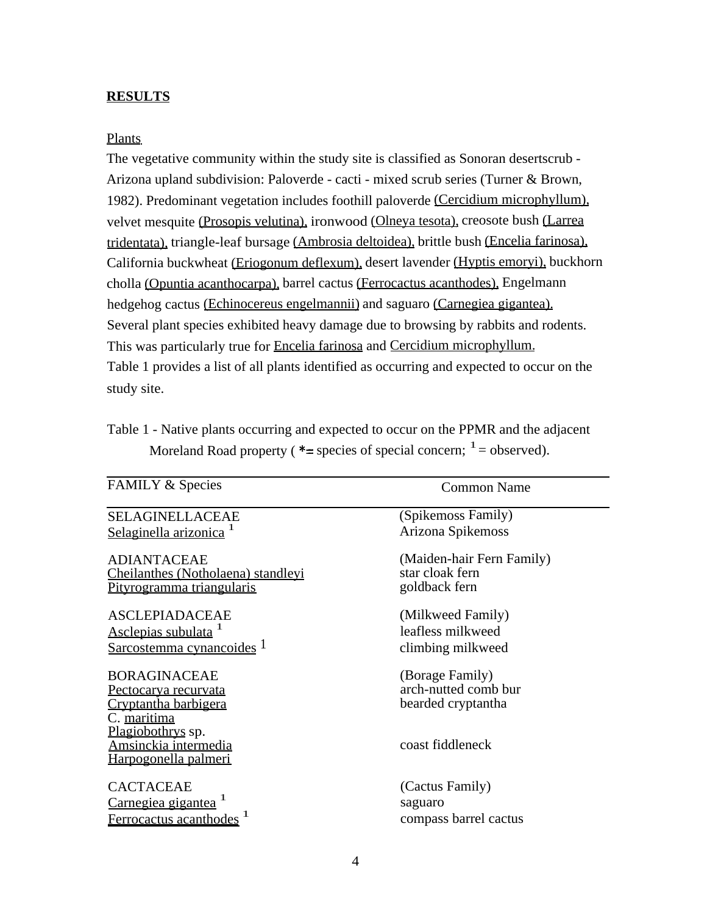**RESULTS**

Plants

The vegetative community within the study site is classified as Sonoran desertscrub - Arizona upland subdivision: Paloverde - cacti - mixed scrub series (Turner & Brown, 1982). Predominant vegetation includes foothill paloverde (Cercidium microphyllum), velvet mesquite (Prosopis velutina), ironwood (Olneya tesota), creosote bush (Larrea tridentata), triangle-leaf bursage (Ambrosia deltoidea), brittle bush (Encelia farinosa), California buckwheat (Eriogonum deflexum), desert lavender (Hyptis emoryi), buckhorn cholla (Opuntia acanthocarpa), barrel cactus (Ferrocactus acanthodes), Engelmann hedgehog cactus (Echinocereus engelmannii) and saguaro (Carnegiea gigantea). Several plant species exhibited heavy damage due to browsing by rabbits and rodents. This was particularly true for Encelia farinosa and Cercidium microphyllum. Table 1 provides a list of all plants identified as occurring and expected to occur on the study site.

Table 1 - Native plants occurring and expected to occur on the PPMR and the adjacent Moreland Road property ( * = species of special concern; [1] = observed).

| FAMILY & Species | Common Name |
|---|---|
| SELAGINELLACEAE | (Spikemoss Family) |
| Selaginella arizonica [1] | Arizona Spikemoss |
| | |
| ADIANTACEAE | (Maiden-hair Fern Family) |
| Cheilanthes (Notholaena) standleyi | star cloak fern |
| Pityrogramma triangularis | goldback fern |
| | |
| ASCLEPIADACEAE | (Milkweed Family) |
| Asclepias subulata [1] | leafless milkweed |
| Sarcostemma cynancoides [1] | climbing milkweed |
| | |
| BORAGINACEAE | (Borage Family) |
| Pectocarya recurvata | arch-nutted comb bur |
| Cryptantha barbigera | bearded cryptantha |
| C. maritima | |
| Plagiobothrys sp. | |
| Amsinckia intermedia | coast fiddleneck |
| Harpogonella palmeri | |
| | |
| CACTACEAE | (Cactus Family) |
| Carnegiea gigantea [1] | saguaro |
| Ferrocactus acanthodes [1] | compass barrel cactus |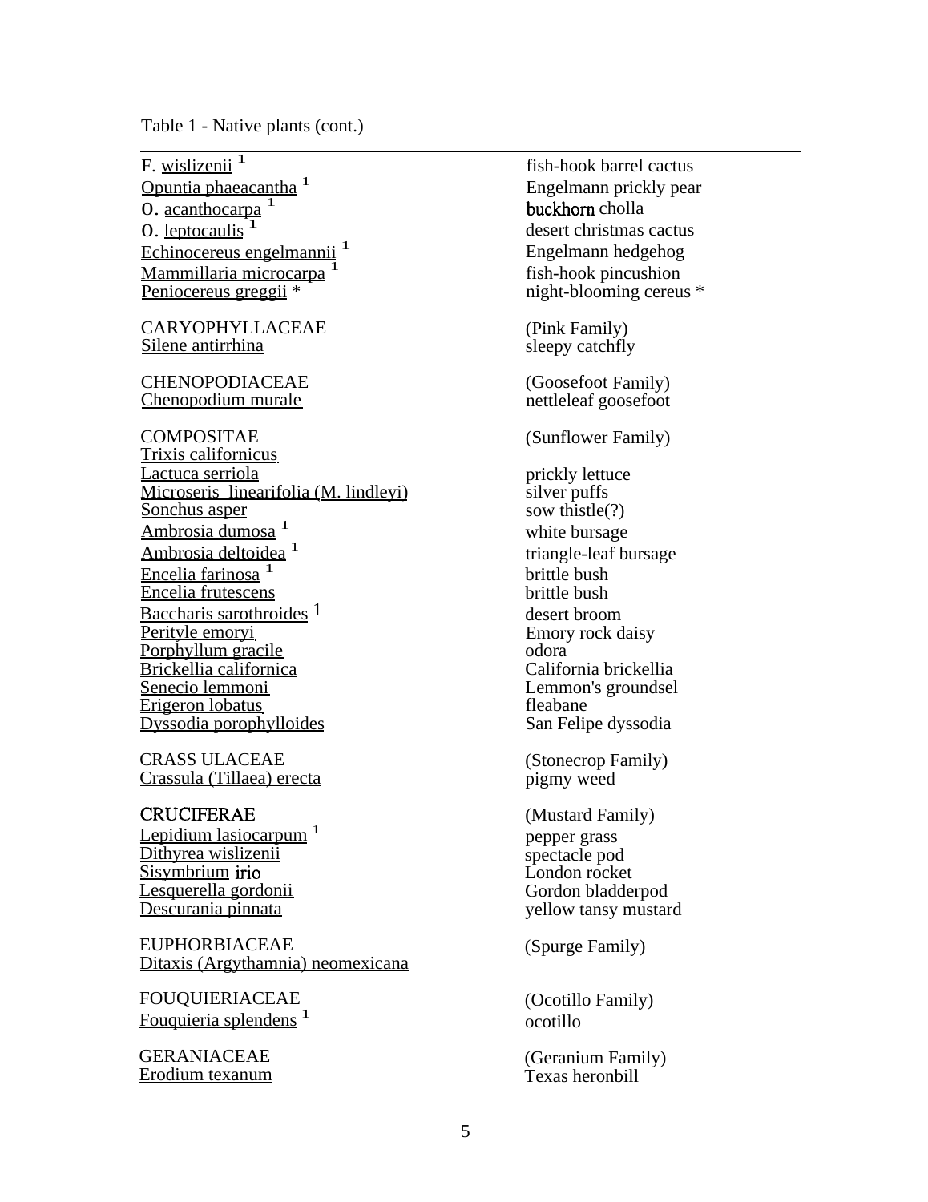Table 1 - Native plants (cont.)

| | |
|---|---|
| F. wislizenii [1] | fish-hook barrel cactus |
| Opuntia phaeacantha [1] | Engelmann prickly pear |
| O. acanthocarpa [1] | buckhorn cholla |
| O. leptocaulis [1] | desert christmas cactus |
| Echinocereus engelmannii [1] | Engelmann hedgehog |
| Mammillaria microcarpa [1] | fish-hook pincushion |
| Peniocereus greggii * | night-blooming cereus * |
| | |
| CARYOPHYLLACEAE | (Pink Family) |
| Silene antirrhina | sleepy catchfly |
| | |
| CHENOPODIACEAE | (Goosefoot Family) |
| Chenopodium murale | nettleleaf goosefoot |
| | |
| COMPOSITAE | (Sunflower Family) |
| Trixis californicus | |
| Lactuca serriola | prickly lettuce |
| Microseris linearifolia (M. lindleyi) | silver puffs |
| Sonchus asper | sow thistle(?) |
| Ambrosia dumosa [1] | white bursage |
| Ambrosia deltoidea [1] | triangle-leaf bursage |
| Encelia farinosa [1] | brittle bush |
| Encelia frutescens | brittle bush |
| Baccharis sarothroides [1] | desert broom |
| Perityle emoryi | Emory rock daisy |
| Porphyllum gracile | odora |
| Brickellia californica | California brickellia |
| Senecio lemmoni | Lemmon's groundsel |
| Erigeron lobatus | fleabane |
| Dyssodia porophylloides | San Felipe dyssodia |
| | |
| CRASSULACEAE | (Stonecrop Family) |
| Crassula (Tillaea) erecta | pigmy weed |
| | |
| CRUCIFERAE | (Mustard Family) |
| Lepidium lasiocarpum [1] | pepper grass |
| Dithyrea wislizenii | spectacle pod |
| Sisymbrium irio | London rocket |
| Lesquerella gordonii | Gordon bladderpod |
| Descurania pinnata | yellow tansy mustard |
| | |
| EUPHORBIACEAE | (Spurge Family) |
| Ditaxis (Argythamnia) neomexicana | |
| | |
| FOUQUIERIACEAE | (Ocotillo Family) |
| Fouquieria splendens [1] | ocotillo |
| | |
| GERANIACEAE | (Geranium Family) |
| Erodium texanum | Texas heronbill |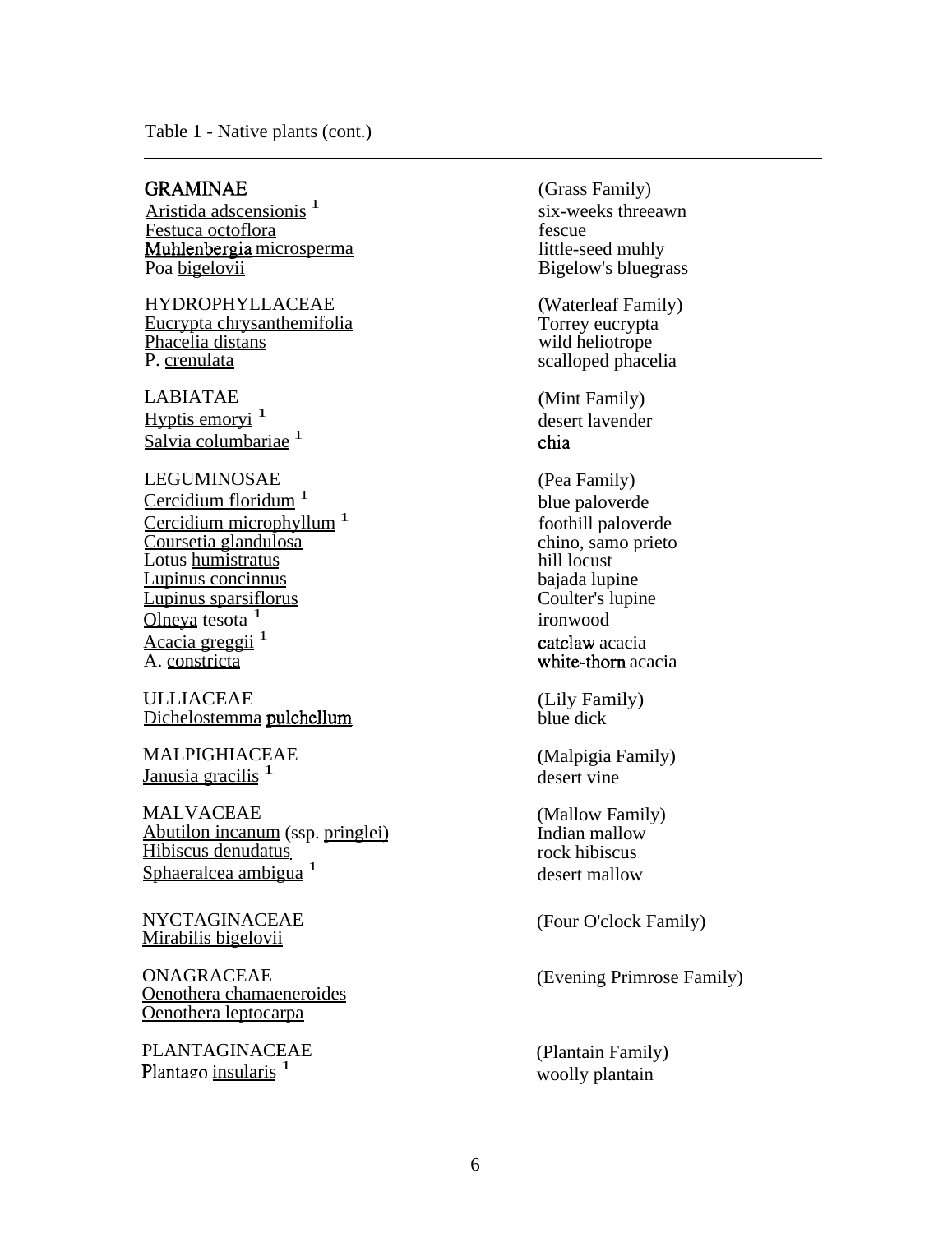Table 1 - Native plants (cont.)

| Scientific name | Common name |
| --- | --- |
| GRAMINAE | (Grass Family) |
| Aristida adscensionis [1] | six-weeks threeawn |
| Festuca octoflora | fescue |
| Muhlenbergia microsperma | little-seed muhly |
| Poa bigelovii | Bigelow's bluegrass |
| | |
| HYDROPHYLLACEAE | (Waterleaf Family) |
| Eucrypta chrysanthemifolia | Torrey eucrypta |
| Phacelia distans | wild heliotrope |
| P. crenulata | scalloped phacelia |
| | |
| LABIATAE | (Mint Family) |
| Hyptis emoryi [1] | desert lavender |
| Salvia columbariae [1] | chia |
| | |
| LEGUMINOSAE | (Pea Family) |
| Cercidium floridum [1] | blue paloverde |
| Cercidium microphyllum [1] | foothill paloverde |
| Coursetia glandulosa | chino, samo prieto |
| Lotus humistratus | hill locust |
| Lupinus concinnus | bajada lupine |
| Lupinus sparsiflorus | Coulter's lupine |
| Olneya tesota [1] | ironwood |
| Acacia greggii [1] | catclaw acacia |
| A. constricta | white-thorn acacia |
| | |
| ULLIACEAE | (Lily Family) |
| Dichelostemma pulchellum | blue dick |
| | |
| MALPIGHIACEAE | (Malpigia Family) |
| Janusia gracilis [1] | desert vine |
| | |
| MALVACEAE | (Mallow Family) |
| Abutilon incanum (ssp. pringlei) | Indian mallow |
| Hibiscus denudatus | rock hibiscus |
| Sphaeralcea ambigua [1] | desert mallow |
| | |
| NYCTAGINACEAE | (Four O'clock Family) |
| Mirabilis bigelovii | |
| | |
| ONAGRACEAE | (Evening Primrose Family) |
| Oenothera chamaeneroides | |
| Oenothera leptocarpa | |
| | |
| PLANTAGINACEAE | (Plantain Family) |
| Plantago insularis [1] | woolly plantain |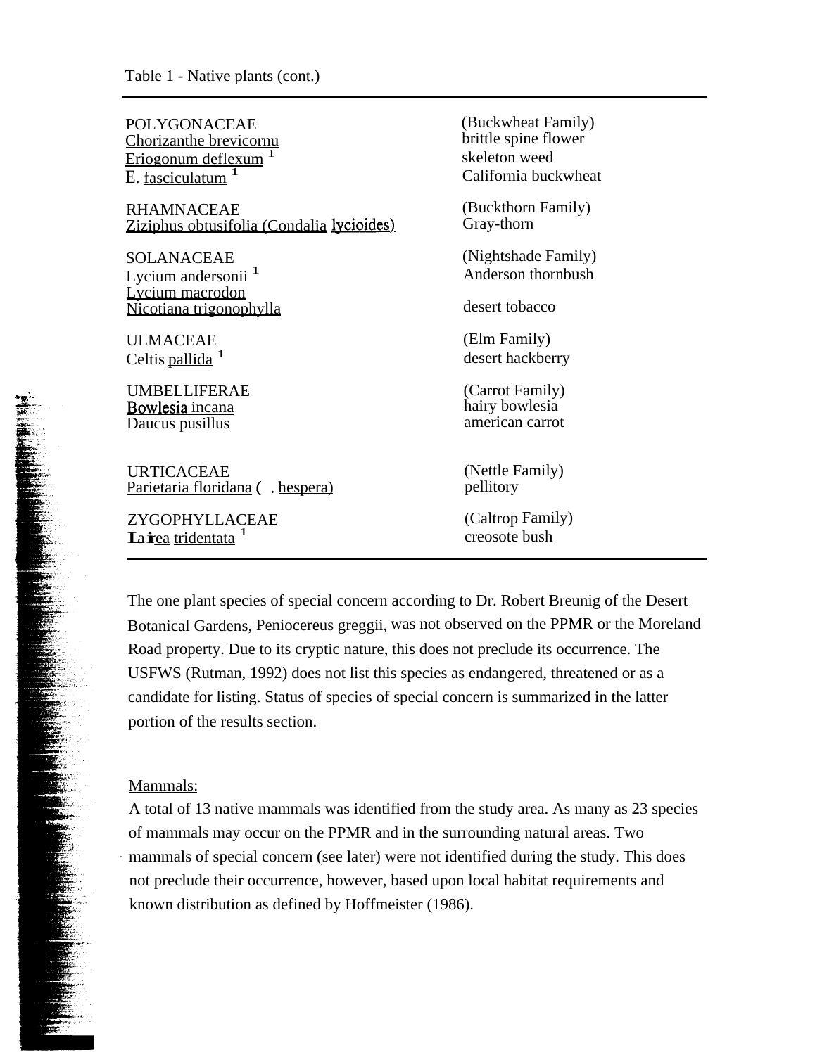Table 1 - Native plants (cont.)

| | |
|---|---|
| POLYGONACEAE | (Buckwheat Family) |
| Chorizanthe brevicornu | brittle spine flower |
| Eriogonum deflexum [1] | skeleton weed |
| E. fasciculatum [1] | California buckwheat |
| RHAMNACEAE | (Buckthorn Family) |
| Ziziphus obtusifolia (Condalia lycioides) | Gray-thorn |
| SOLANACEAE | (Nightshade Family) |
| Lycium andersonii [1] | Anderson thornbush |
| Lycium macrodon | |
| Nicotiana trigonophylla | desert tobacco |
| ULMACEAE | (Elm Family) |
| Celtis pallida [1] | desert hackberry |
| UMBELLIFERAE | (Carrot Family) |
| Bowlesia incana | hairy bowlesia |
| Daucus pusillus | american carrot |
| URTICACEAE | (Nettle Family) |
| Parietaria floridana ( . hespera) | pellitory |
| ZYGOPHYLLACEAE | (Caltrop Family) |
| Larrea tridentata [1] | creosote bush |

The one plant species of special concern according to Dr. Robert Breunig of the Desert Botanical Gardens, Peniocereus greggii, was not observed on the PPMR or the Moreland Road property. Due to its cryptic nature, this does not preclude its occurrence. The USFWS (Rutman, 1992) does not list this species as endangered, threatened or as a candidate for listing. Status of species of special concern is summarized in the latter portion of the results section.

Mammals:

A total of 13 native mammals was identified from the study area. As many as 23 species of mammals may occur on the PPMR and in the surrounding natural areas. Two mammals of special concern (see later) were not identified during the study. This does not preclude their occurrence, however, based upon local habitat requirements and known distribution as defined by Hoffmeister (1986).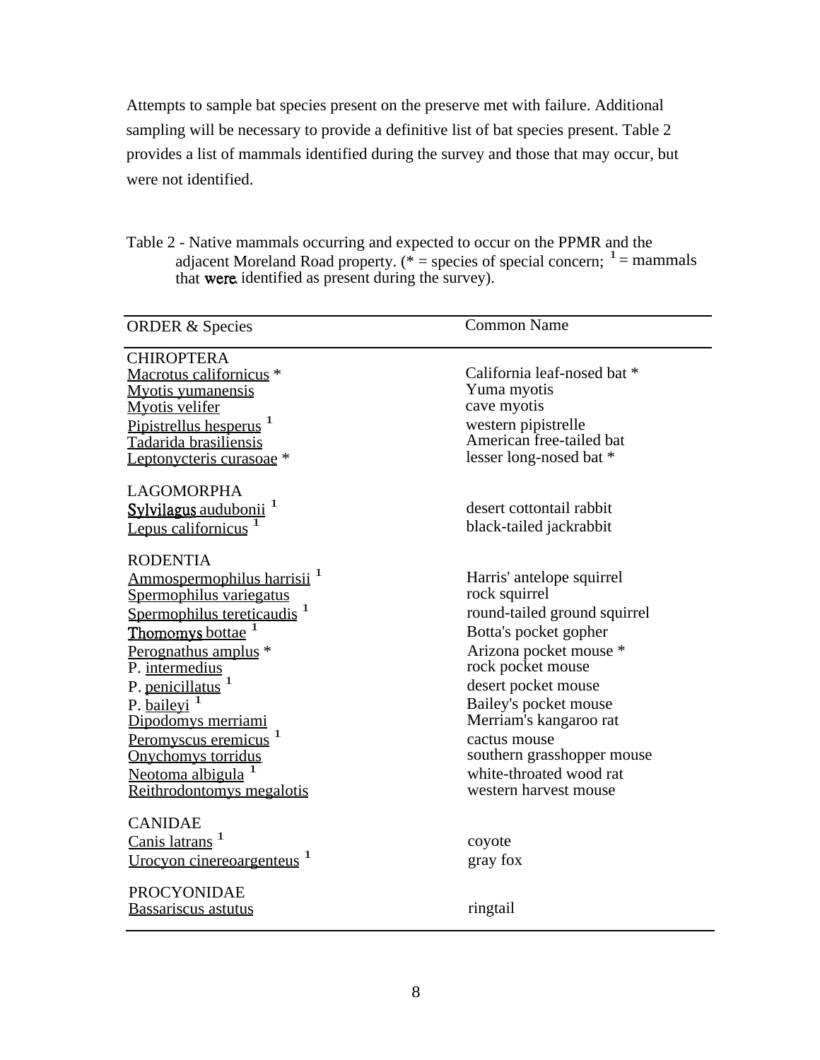Attempts to sample bat species present on the preserve met with failure. Additional sampling will be necessary to provide a definitive list of bat species present. Table 2 provides a list of mammals identified during the survey and those that may occur, but were not identified.

Table 2 - Native mammals occurring and expected to occur on the PPMR and the adjacent Moreland Road property. (* = species of special concern; [1] = mammals that were identified as present during the survey).

| ORDER & Species | Common Name |
|---|---|
| CHIROPTERA | |
| Macrotus californicus * | California leaf-nosed bat * |
| Myotis yumanensis | Yuma myotis |
| Myotis velifer | cave myotis |
| Pipistrellus hesperus [1] | western pipistrelle |
| Tadarida brasiliensis | American free-tailed bat |
| Leptonycteris curasoae * | lesser long-nosed bat * |
| LAGOMORPHA | |
| Sylvilagus audubonii [1] | desert cottontail rabbit |
| Lepus californicus [1] | black-tailed jackrabbit |
| RODENTIA | |
| Ammospermophilus harrisii [1] | Harris' antelope squirrel |
| Spermophilus variegatus | rock squirrel |
| Spermophilus tereticaudis [1] | round-tailed ground squirrel |
| Thomomys bottae [1] | Botta's pocket gopher |
| Perognathus amplus * | Arizona pocket mouse * |
| P. intermedius | rock pocket mouse |
| P. penicillatus [1] | desert pocket mouse |
| P. baileyi [1] | Bailey's pocket mouse |
| Dipodomys merriami | Merriam's kangaroo rat |
| Peromyscus eremicus [1] | cactus mouse |
| Onychomys torridus | southern grasshopper mouse |
| Neotoma albigula [1] | white-throated wood rat |
| Reithrodontomys megalotis | western harvest mouse |
| CANIDAE | |
| Canis latrans [1] | coyote |
| Urocyon cinereoargenteus [1] | gray fox |
| PROCYONIDAE | |
| Bassariscus astutus | ringtail |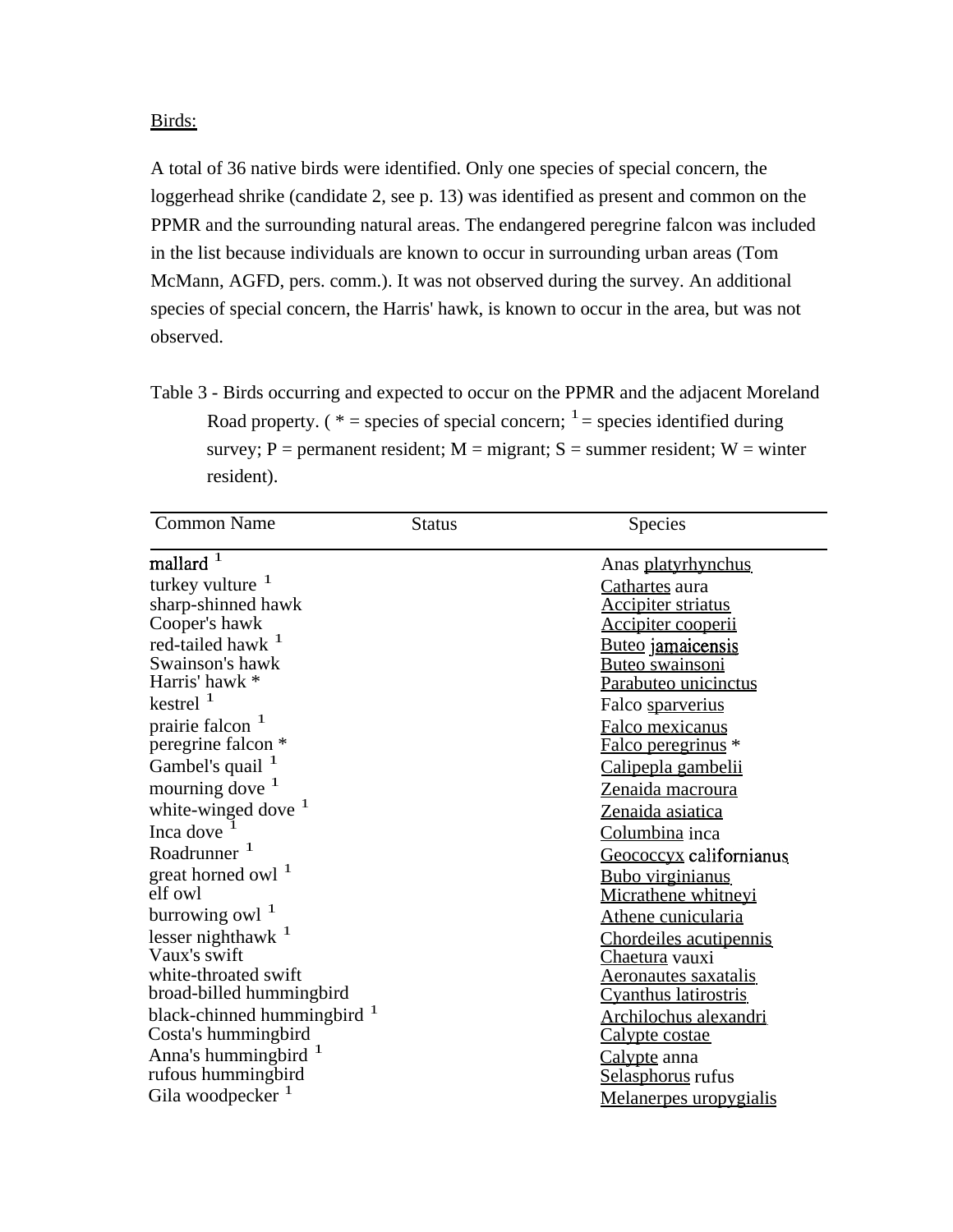Birds:

A total of 36 native birds were identified. Only one species of special concern, the loggerhead shrike (candidate 2, see p. 13) was identified as present and common on the PPMR and the surrounding natural areas. The endangered peregrine falcon was included in the list because individuals are known to occur in surrounding urban areas (Tom McMann, AGFD, pers. comm.). It was not observed during the survey. An additional species of special concern, the Harris' hawk, is known to occur in the area, but was not observed.

Table 3 - Birds occurring and expected to occur on the PPMR and the adjacent Moreland Road property. ( * = species of special concern; [1] = species identified during survey; P = permanent resident; M = migrant; S = summer resident; W = winter resident).

| Common Name | Status | Species |
|---|---|---|
| mallard [1] | | Anas platyrhynchus |
| turkey vulture [1] | | Cathartes aura |
| sharp-shinned hawk | | Accipiter striatus |
| Cooper's hawk | | Accipiter cooperii |
| red-tailed hawk [1] | | Buteo jamaicensis |
| Swainson's hawk | | Buteo swainsoni |
| Harris' hawk * | | Parabuteo unicinctus |
| kestrel [1] | | Falco sparverius |
| prairie falcon [1] | | Falco mexicanus |
| peregrine falcon * | | Falco peregrinus * |
| Gambel's quail [1] | | Calipepla gambelii |
| mourning dove [1] | | Zenaida macroura |
| white-winged dove [1] | | Zenaida asiatica |
| Inca dove [1] | | Columbina inca |
| Roadrunner [1] | | Geococcyx californianus |
| great horned owl [1] | | Bubo virginianus |
| elf owl | | Micrathene whitneyi |
| burrowing owl [1] | | Athene cunicularia |
| lesser nighthawk [1] | | Chordeiles acutipennis |
| Vaux's swift | | Chaetura vauxi |
| white-throated swift | | Aeronautes saxatalis |
| broad-billed hummingbird | | Cyanthus latirostris |
| black-chinned hummingbird [1] | | Archilochus alexandri |
| Costa's hummingbird | | Calypte costae |
| Anna's hummingbird [1] | | Calypte anna |
| rufous hummingbird | | Selasphorus rufus |
| Gila woodpecker [1] | | Melanerpes uropygialis |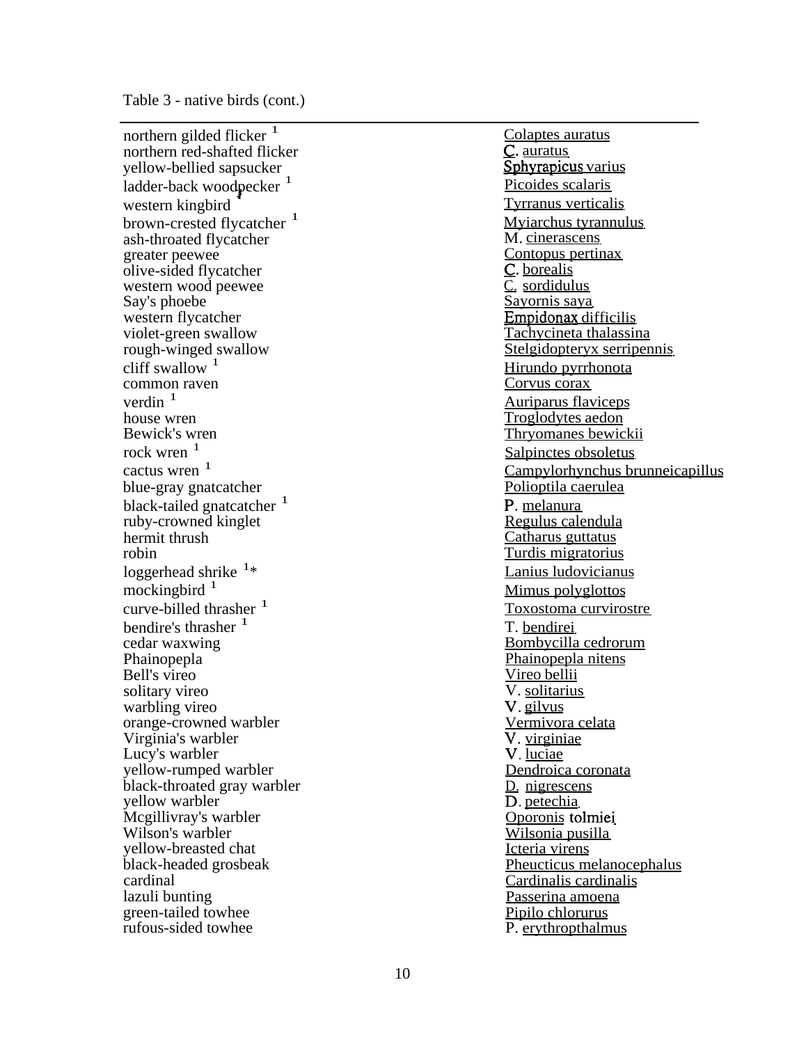Table 3 - native birds (cont.)

| | |
|---|---|
| northern gilded flicker [1] | Colaptes auratus |
| northern red-shafted flicker | C. auratus |
| yellow-bellied sapsucker | Sphyrapicus varius |
| ladder-back woodpecker [1] | Picoides scalaris |
| western kingbird | Tyrranus verticalis |
| brown-crested flycatcher [1] | Myiarchus tyrannulus |
| ash-throated flycatcher | M. cinerascens |
| greater peewee | Contopus pertinax |
| olive-sided flycatcher | C. borealis |
| western wood peewee | C. sordidulus |
| Say's phoebe | Sayornis saya |
| western flycatcher | Empidonax difficilis |
| violet-green swallow | Tachycineta thalassina |
| rough-winged swallow | Stelgidopteryx serripennis |
| cliff swallow [1] | Hirundo pyrrhonota |
| common raven | Corvus corax |
| verdin [1] | Auriparus flaviceps |
| house wren | Troglodytes aedon |
| Bewick's wren | Thryomanes bewickii |
| rock wren [1] | Salpinctes obsoletus |
| cactus wren [1] | Campylorhynchus brunneicapillus |
| blue-gray gnatcatcher | Polioptila caerulea |
| black-tailed gnatcatcher [1] | P. melanura |
| ruby-crowned kinglet | Regulus calendula |
| hermit thrush | Catharus guttatus |
| robin | Turdis migratorius |
| loggerhead shrike [1]* | Lanius ludovicianus |
| mockingbird [1] | Mimus polyglottos |
| curve-billed thrasher [1] | Toxostoma curvirostre |
| bendire's thrasher [1] | T. bendirei |
| cedar waxwing | Bombycilla cedrorum |
| Phainopepla | Phainopepla nitens |
| Bell's vireo | Vireo bellii |
| solitary vireo | V. solitarius |
| warbling vireo | V. gilvus |
| orange-crowned warbler | Vermivora celata |
| Virginia's warbler | V. virginiae |
| Lucy's warbler | V. luciae |
| yellow-rumped warbler | Dendroica coronata |
| black-throated gray warbler | D. nigrescens |
| yellow warbler | D. petechia |
| Mcgillivray's warbler | Oporonis tolmiei |
| Wilson's warbler | Wilsonia pusilla |
| yellow-breasted chat | Icteria virens |
| black-headed grosbeak | Pheucticus melanocephalus |
| cardinal | Cardinalis cardinalis |
| lazuli bunting | Passerina amoena |
| green-tailed towhee | Pipilo chlorurus |
| rufous-sided towhee | P. erythropthalmus |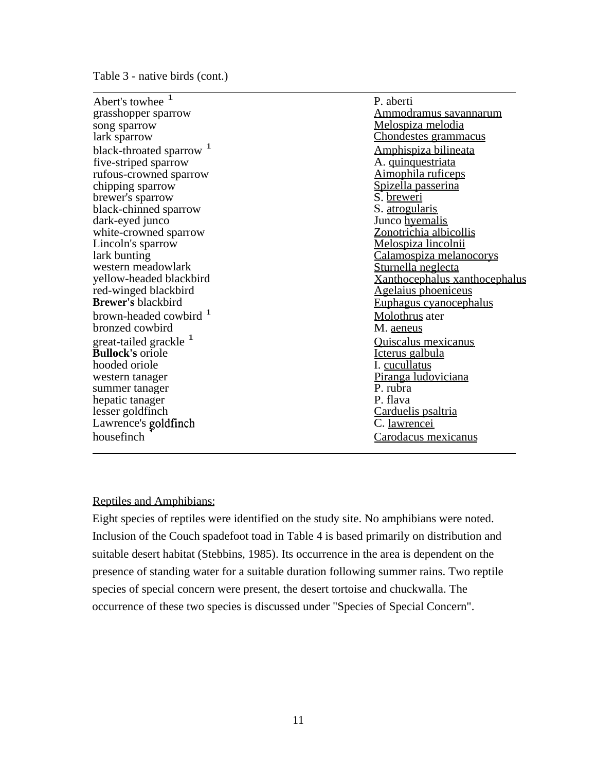Table 3 - native birds (cont.)

| | |
|---|---|
| Abert's towhee [1] | P. aberti |
| grasshopper sparrow | Ammodramus savannarum |
| song sparrow | Melospiza melodia |
| lark sparrow | Chondestes grammacus |
| black-throated sparrow [1] | Amphispiza bilineata |
| five-striped sparrow | A. quinquestriata |
| rufous-crowned sparrow | Aimophila ruficeps |
| chipping sparrow | Spizella passerina |
| brewer's sparrow | S. breweri |
| black-chinned sparrow | S. atrogularis |
| dark-eyed junco | Junco hyemalis |
| white-crowned sparrow | Zonotrichia albicollis |
| Lincoln's sparrow | Melospiza lincolnii |
| lark bunting | Calamospiza melanocorys |
| western meadowlark | Sturnella neglecta |
| yellow-headed blackbird | Xanthocephalus xanthocephalus |
| red-winged blackbird | Agelaius phoeniceus |
| **Brewer's** blackbird | Euphagus cyanocephalus |
| brown-headed cowbird [1] | Molothrus ater |
| bronzed cowbird | M. aeneus |
| great-tailed grackle [1] | Quiscalus mexicanus |
| **Bullock's** oriole | Icterus galbula |
| hooded oriole | I. cucullatus |
| western tanager | Piranga ludoviciana |
| summer tanager | P. rubra |
| hepatic tanager | P. flava |
| lesser goldfinch | Carduelis psaltria |
| Lawrence's goldfinch | C. lawrencei |
| housefinch [1] | Carodacus mexicanus |

Reptiles and Amphibians:

Eight species of reptiles were identified on the study site. No amphibians were noted. Inclusion of the Couch spadefoot toad in Table 4 is based primarily on distribution and suitable desert habitat (Stebbins, 1985). Its occurrence in the area is dependent on the presence of standing water for a suitable duration following summer rains. Two reptile species of special concern were present, the desert tortoise and chuckwalla. The occurrence of these two species is discussed under "Species of Special Concern".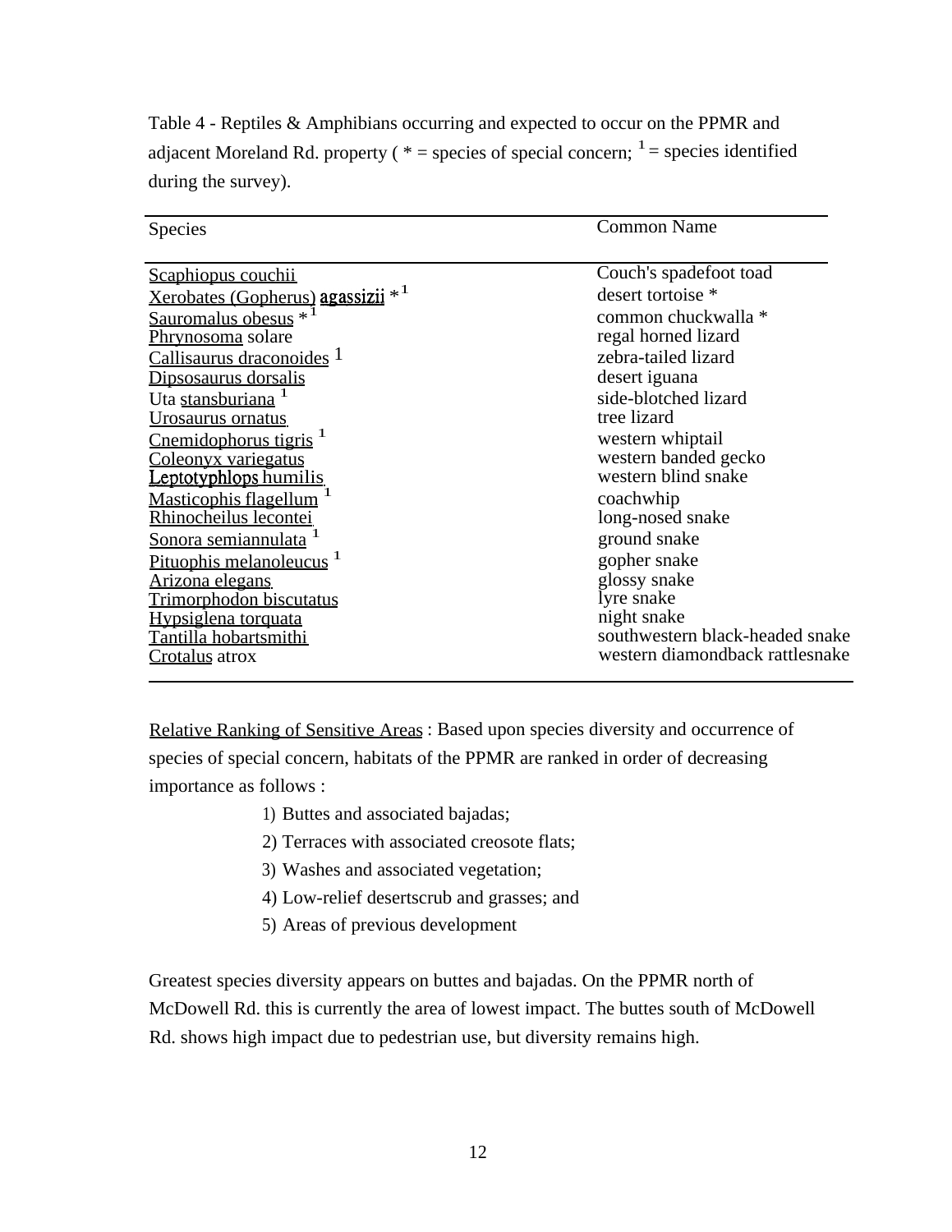Table 4 - Reptiles & Amphibians occurring and expected to occur on the PPMR and adjacent Moreland Rd. property ( * = species of special concern; [1] = species identified during the survey).

| Species | Common Name |
|---|---|
| Scaphiopus couchii | Couch's spadefoot toad |
| Xerobates (Gopherus) agassizii * [1] | desert tortoise * |
| Sauromalus obesus * [1] | common chuckwalla * |
| Phrynosoma solare | regal horned lizard |
| Callisaurus draconoides [1] | zebra-tailed lizard |
| Dipsosaurus dorsalis | desert iguana |
| Uta stansburiana [1] | side-blotched lizard |
| Urosaurus ornatus | tree lizard |
| Cnemidophorus tigris [1] | western whiptail |
| Coleonyx variegatus | western banded gecko |
| Leptotyphlops humilis | western blind snake |
| Masticophis flagellum [1] | coachwhip |
| Rhinocheilus lecontei | long-nosed snake |
| Sonora semiannulata [1] | ground snake |
| Pituophis melanoleucus [1] | gopher snake |
| Arizona elegans | glossy snake |
| Trimorphodon biscutatus | lyre snake |
| Hypsiglena torquata | night snake |
| Tantilla hobartsmithi | southwestern black-headed snake |
| Crotalus atrox | western diamondback rattlesnake |

Relative Ranking of Sensitive Areas : Based upon species diversity and occurrence of species of special concern, habitats of the PPMR are ranked in order of decreasing importance as follows :

1) Buttes and associated bajadas;
2) Terraces with associated creosote flats;
3) Washes and associated vegetation;
4) Low-relief desertscrub and grasses; and
5) Areas of previous development

Greatest species diversity appears on buttes and bajadas. On the PPMR north of McDowell Rd. this is currently the area of lowest impact. The buttes south of McDowell Rd. shows high impact due to pedestrian use, but diversity remains high.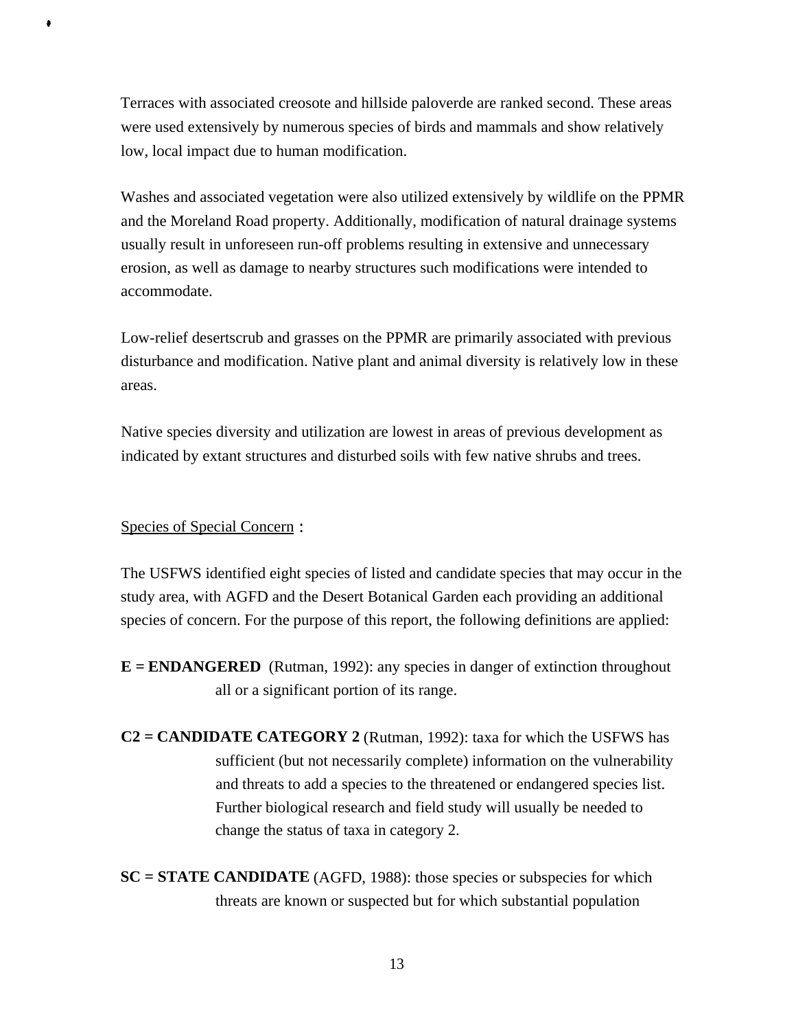Terraces with associated creosote and hillside paloverde are ranked second. These areas were used extensively by numerous species of birds and mammals and show relatively low, local impact due to human modification.

Washes and associated vegetation were also utilized extensively by wildlife on the PPMR and the Moreland Road property. Additionally, modification of natural drainage systems usually result in unforeseen run-off problems resulting in extensive and unnecessary erosion, as well as damage to nearby structures such modifications were intended to accommodate.

Low-relief desertscrub and grasses on the PPMR are primarily associated with previous disturbance and modification. Native plant and animal diversity is relatively low in these areas.

Native species diversity and utilization are lowest in areas of previous development as indicated by extant structures and disturbed soils with few native shrubs and trees.

Species of Special Concern :

The USFWS identified eight species of listed and candidate species that may occur in the study area, with AGFD and the Desert Botanical Garden each providing an additional species of concern. For the purpose of this report, the following definitions are applied:

**E = ENDANGERED** (Rutman, 1992): any species in danger of extinction throughout all or a significant portion of its range.

**C2 = CANDIDATE CATEGORY 2** (Rutman, 1992): taxa for which the USFWS has sufficient (but not necessarily complete) information on the vulnerability and threats to add a species to the threatened or endangered species list. Further biological research and field study will usually be needed to change the status of taxa in category 2.

**SC = STATE CANDIDATE** (AGFD, 1988): those species or subspecies for which threats are known or suspected but for which substantial population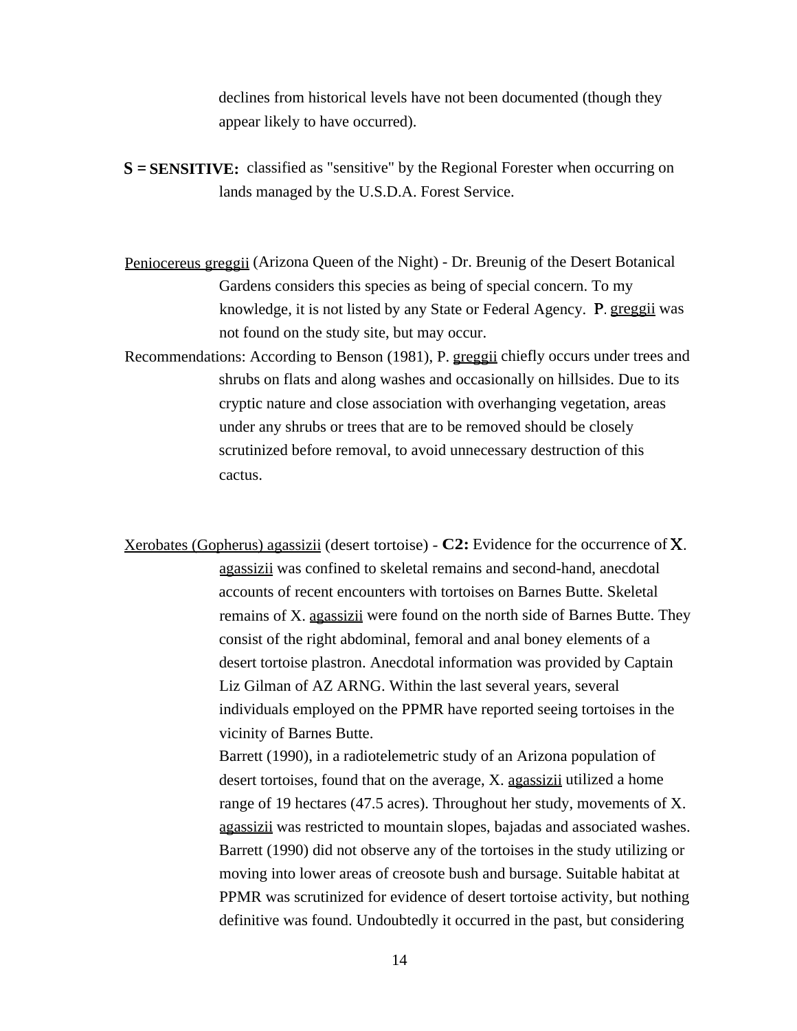declines from historical levels have not been documented (though they appear likely to have occurred).

**S = SENSITIVE:** classified as "sensitive" by the Regional Forester when occurring on lands managed by the U.S.D.A. Forest Service.

Peniocereus greggii (Arizona Queen of the Night) - Dr. Breunig of the Desert Botanical Gardens considers this species as being of special concern. To my knowledge, it is not listed by any State or Federal Agency. P. greggii was not found on the study site, but may occur.

Recommendations: According to Benson (1981), P. greggii chiefly occurs under trees and shrubs on flats and along washes and occasionally on hillsides. Due to its cryptic nature and close association with overhanging vegetation, areas under any shrubs or trees that are to be removed should be closely scrutinized before removal, to avoid unnecessary destruction of this cactus.

Xerobates (Gopherus) agassizii (desert tortoise) - **C2:** Evidence for the occurrence of X. agassizii was confined to skeletal remains and second-hand, anecdotal accounts of recent encounters with tortoises on Barnes Butte. Skeletal remains of X. agassizii were found on the north side of Barnes Butte. They consist of the right abdominal, femoral and anal boney elements of a desert tortoise plastron. Anecdotal information was provided by Captain Liz Gilman of AZ ARNG. Within the last several years, several individuals employed on the PPMR have reported seeing tortoises in the vicinity of Barnes Butte.

Barrett (1990), in a radiotelemetric study of an Arizona population of desert tortoises, found that on the average, X. agassizii utilized a home range of 19 hectares (47.5 acres). Throughout her study, movements of X. agassizii was restricted to mountain slopes, bajadas and associated washes. Barrett (1990) did not observe any of the tortoises in the study utilizing or moving into lower areas of creosote bush and bursage. Suitable habitat at PPMR was scrutinized for evidence of desert tortoise activity, but nothing definitive was found. Undoubtedly it occurred in the past, but considering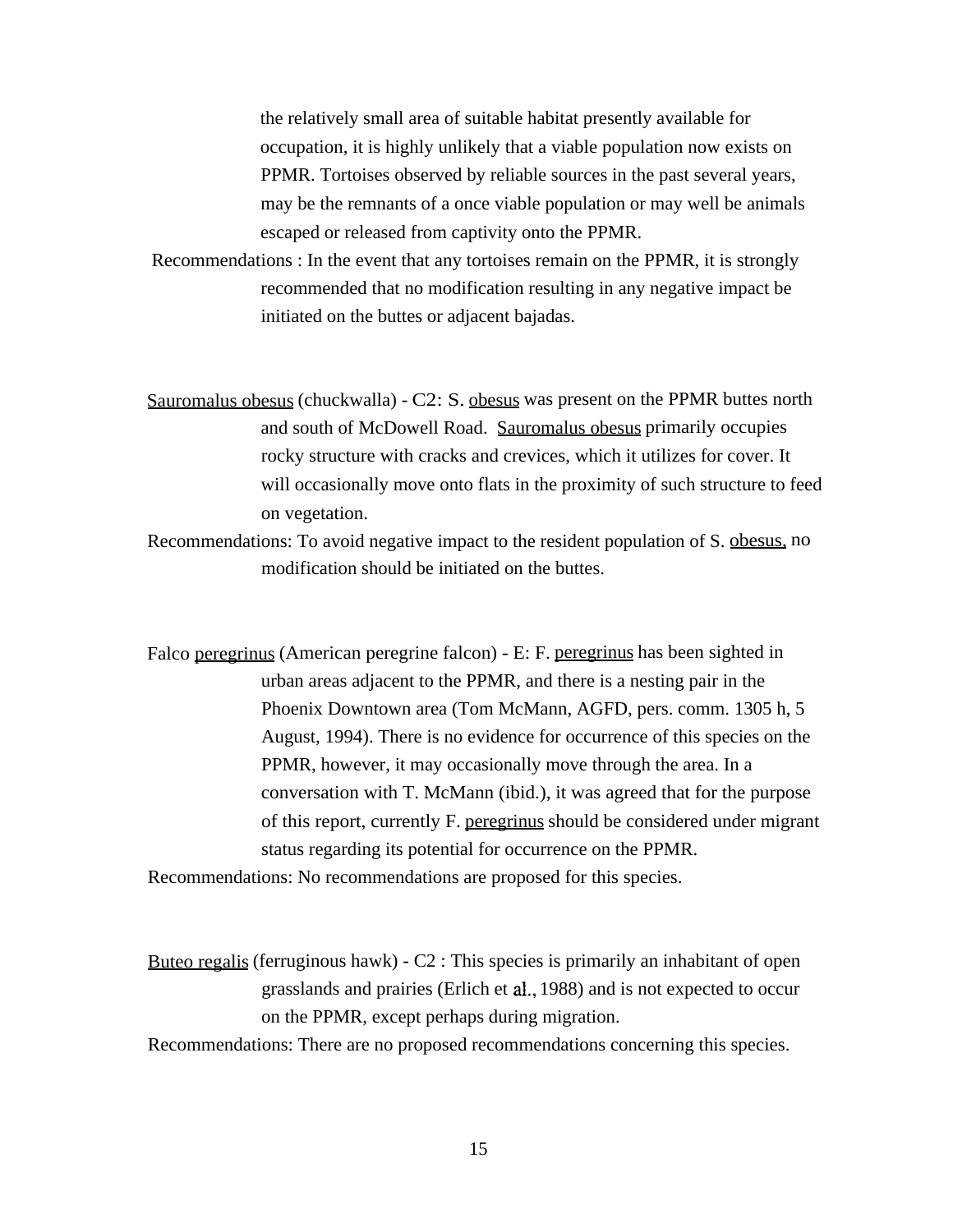the relatively small area of suitable habitat presently available for occupation, it is highly unlikely that a viable population now exists on PPMR. Tortoises observed by reliable sources in the past several years, may be the remnants of a once viable population or may well be animals escaped or released from captivity onto the PPMR.

Recommendations : In the event that any tortoises remain on the PPMR, it is strongly recommended that no modification resulting in any negative impact be initiated on the buttes or adjacent bajadas.

Sauromalus obesus (chuckwalla) - C2: S. obesus was present on the PPMR buttes north and south of McDowell Road. Sauromalus obesus primarily occupies rocky structure with cracks and crevices, which it utilizes for cover. It will occasionally move onto flats in the proximity of such structure to feed on vegetation.

Recommendations: To avoid negative impact to the resident population of S. obesus, no modification should be initiated on the buttes.

Falco peregrinus (American peregrine falcon) - E: F. peregrinus has been sighted in urban areas adjacent to the PPMR, and there is a nesting pair in the Phoenix Downtown area (Tom McMann, AGFD, pers. comm. 1305 h, 5 August, 1994). There is no evidence for occurrence of this species on the PPMR, however, it may occasionally move through the area. In a conversation with T. McMann (ibid.), it was agreed that for the purpose of this report, currently F. peregrinus should be considered under migrant status regarding its potential for occurrence on the PPMR.

Recommendations: No recommendations are proposed for this species.

Buteo regalis (ferruginous hawk) - C2 : This species is primarily an inhabitant of open grasslands and prairies (Erlich et al., 1988) and is not expected to occur on the PPMR, except perhaps during migration.

Recommendations: There are no proposed recommendations concerning this species.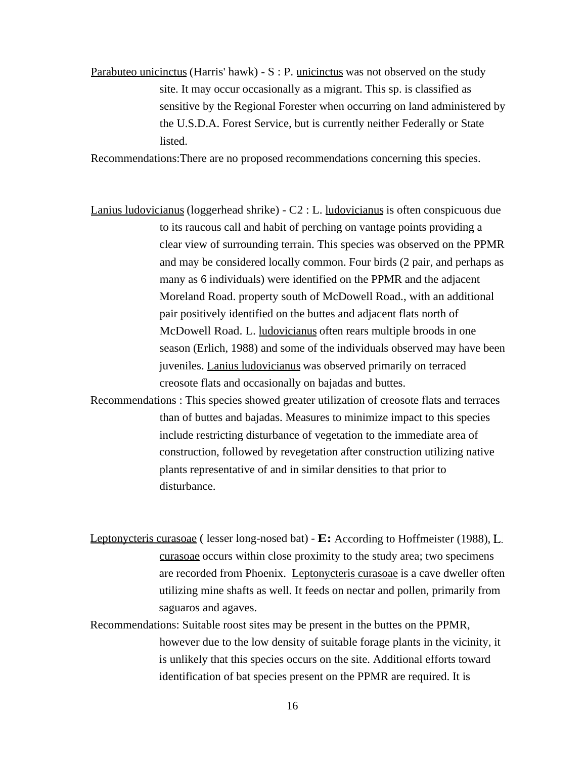Parabuteo unicinctus (Harris' hawk) - S : P. unicinctus was not observed on the study site. It may occur occasionally as a migrant. This sp. is classified as sensitive by the Regional Forester when occurring on land administered by the U.S.D.A. Forest Service, but is currently neither Federally or State listed.

Recommendations:There are no proposed recommendations concerning this species.

Lanius ludovicianus (loggerhead shrike) - C2 : L. ludovicianus is often conspicuous due to its raucous call and habit of perching on vantage points providing a clear view of surrounding terrain. This species was observed on the PPMR and may be considered locally common. Four birds (2 pair, and perhaps as many as 6 individuals) were identified on the PPMR and the adjacent Moreland Road. property south of McDowell Road., with an additional pair positively identified on the buttes and adjacent flats north of McDowell Road. L. ludovicianus often rears multiple broods in one season (Erlich, 1988) and some of the individuals observed may have been juveniles. Lanius ludovicianus was observed primarily on terraced creosote flats and occasionally on bajadas and buttes.

Recommendations : This species showed greater utilization of creosote flats and terraces than of buttes and bajadas. Measures to minimize impact to this species include restricting disturbance of vegetation to the immediate area of construction, followed by revegetation after construction utilizing native plants representative of and in similar densities to that prior to disturbance.

Leptonycteris curasoae ( lesser long-nosed bat) - **E:** According to Hoffmeister (1988), L. curasoae occurs within close proximity to the study area; two specimens are recorded from Phoenix. Leptonycteris curasoae is a cave dweller often utilizing mine shafts as well. It feeds on nectar and pollen, primarily from saguaros and agaves.

Recommendations: Suitable roost sites may be present in the buttes on the PPMR, however due to the low density of suitable forage plants in the vicinity, it is unlikely that this species occurs on the site. Additional efforts toward identification of bat species present on the PPMR are required. It is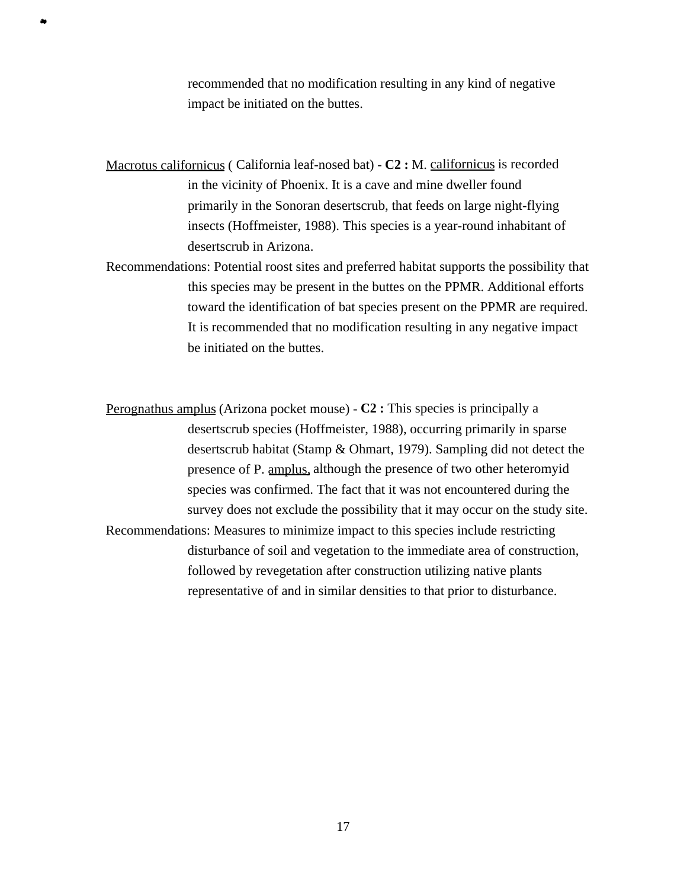recommended that no modification resulting in any kind of negative impact be initiated on the buttes.

Macrotus californicus ( California leaf-nosed bat) - **C2 :** M. californicus is recorded in the vicinity of Phoenix. It is a cave and mine dweller found primarily in the Sonoran desertscrub, that feeds on large night-flying insects (Hoffmeister, 1988). This species is a year-round inhabitant of desertscrub in Arizona.

Recommendations: Potential roost sites and preferred habitat supports the possibility that this species may be present in the buttes on the PPMR. Additional efforts toward the identification of bat species present on the PPMR are required. It is recommended that no modification resulting in any negative impact be initiated on the buttes.

Perognathus amplus (Arizona pocket mouse) - **C2 :** This species is principally a desertscrub species (Hoffmeister, 1988), occurring primarily in sparse desertscrub habitat (Stamp & Ohmart, 1979). Sampling did not detect the presence of P. amplus, although the presence of two other heteromyid species was confirmed. The fact that it was not encountered during the survey does not exclude the possibility that it may occur on the study site.

Recommendations: Measures to minimize impact to this species include restricting disturbance of soil and vegetation to the immediate area of construction, followed by revegetation after construction utilizing native plants representative of and in similar densities to that prior to disturbance.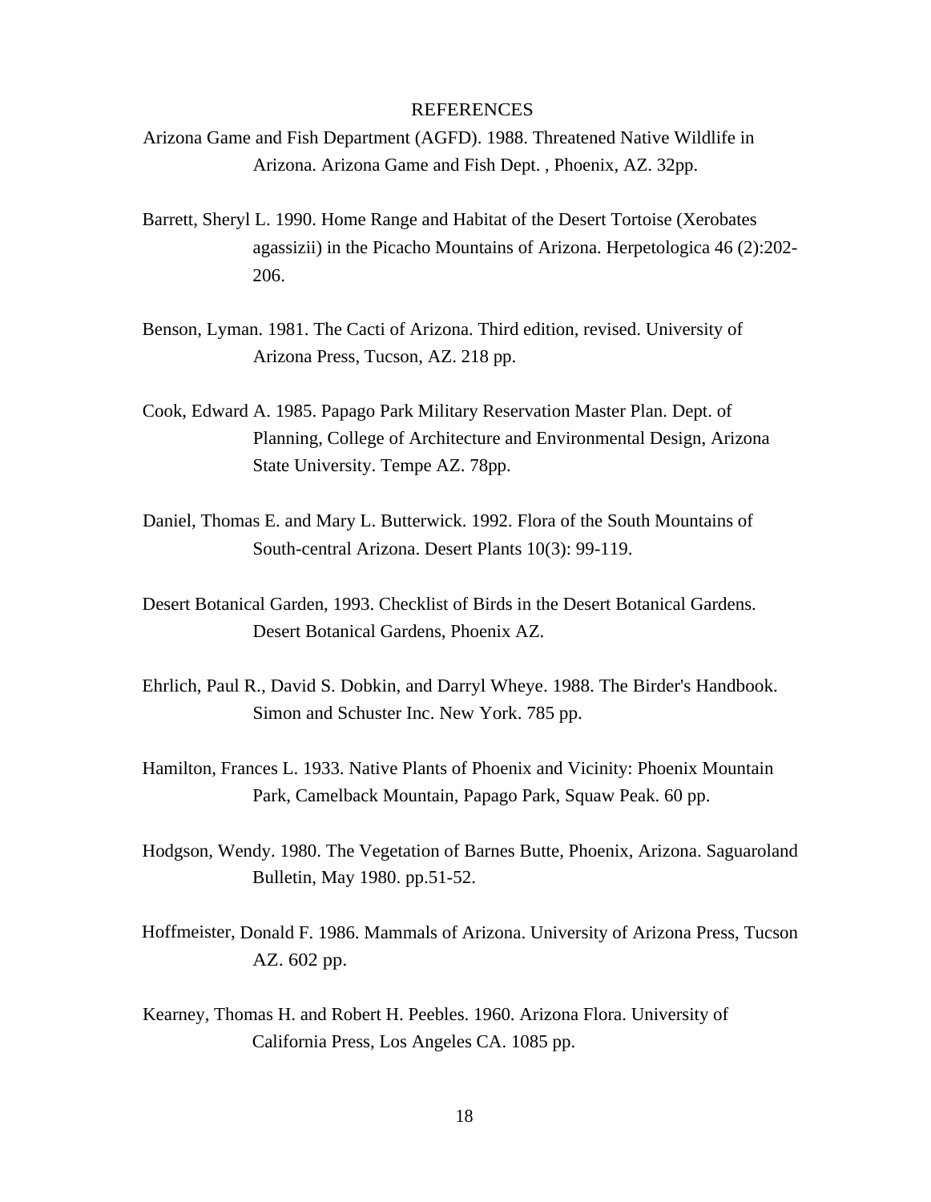# REFERENCES

Arizona Game and Fish Department (AGFD). 1988. Threatened Native Wildlife in Arizona. Arizona Game and Fish Dept. , Phoenix, AZ. 32pp.

Barrett, Sheryl L. 1990. Home Range and Habitat of the Desert Tortoise (Xerobates agassizii) in the Picacho Mountains of Arizona. Herpetologica 46 (2):202-206.

Benson, Lyman. 1981. The Cacti of Arizona. Third edition, revised. University of Arizona Press, Tucson, AZ. 218 pp.

Cook, Edward A. 1985. Papago Park Military Reservation Master Plan. Dept. of Planning, College of Architecture and Environmental Design, Arizona State University. Tempe AZ. 78pp.

Daniel, Thomas E. and Mary L. Butterwick. 1992. Flora of the South Mountains of South-central Arizona. Desert Plants 10(3): 99-119.

Desert Botanical Garden, 1993. Checklist of Birds in the Desert Botanical Gardens. Desert Botanical Gardens, Phoenix AZ.

Ehrlich, Paul R., David S. Dobkin, and Darryl Wheye. 1988. The Birder's Handbook. Simon and Schuster Inc. New York. 785 pp.

Hamilton, Frances L. 1933. Native Plants of Phoenix and Vicinity: Phoenix Mountain Park, Camelback Mountain, Papago Park, Squaw Peak. 60 pp.

Hodgson, Wendy. 1980. The Vegetation of Barnes Butte, Phoenix, Arizona. Saguaroland Bulletin, May 1980. pp.51-52.

Hoffmeister, Donald F. 1986. Mammals of Arizona. University of Arizona Press, Tucson AZ. 602 pp.

Kearney, Thomas H. and Robert H. Peebles. 1960. Arizona Flora. University of California Press, Los Angeles CA. 1085 pp.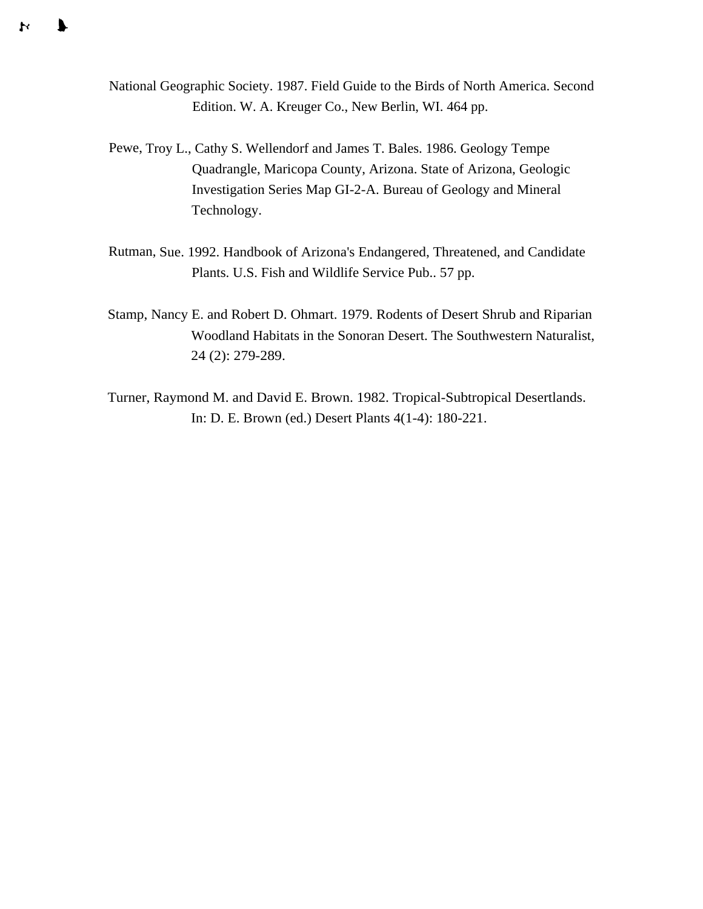National Geographic Society. 1987. Field Guide to the Birds of North America. Second Edition. W. A. Kreuger Co., New Berlin, WI. 464 pp.

Pewe, Troy L., Cathy S. Wellendorf and James T. Bales. 1986. Geology Tempe Quadrangle, Maricopa County, Arizona. State of Arizona, Geologic Investigation Series Map GI-2-A. Bureau of Geology and Mineral Technology.

Rutman, Sue. 1992. Handbook of Arizona's Endangered, Threatened, and Candidate Plants. U.S. Fish and Wildlife Service Pub.. 57 pp.

Stamp, Nancy E. and Robert D. Ohmart. 1979. Rodents of Desert Shrub and Riparian Woodland Habitats in the Sonoran Desert. The Southwestern Naturalist, 24 (2): 279-289.

Turner, Raymond M. and David E. Brown. 1982. Tropical-Subtropical Desertlands. In: D. E. Brown (ed.) Desert Plants 4(1-4): 180-221.